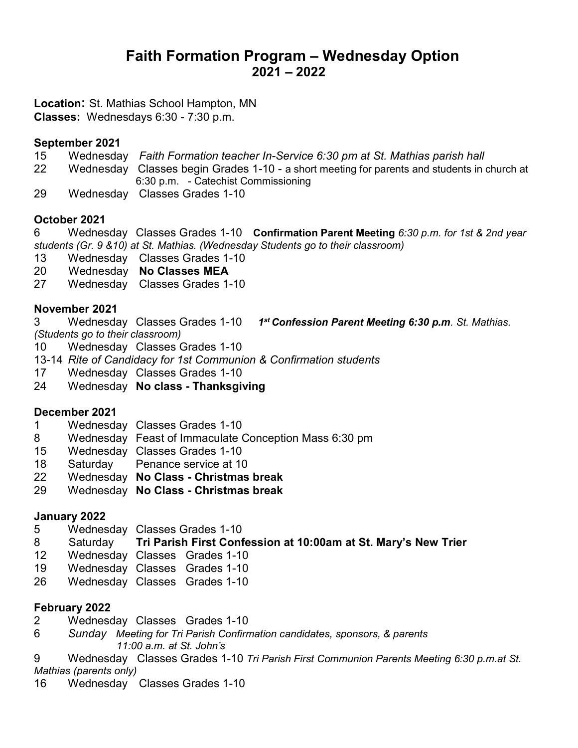# Faith Formation Program – Wednesday Option
## 2021 – 2022

**Location:** St. Mathias School Hampton, MN
**Classes:** Wednesdays 6:30 - 7:30 p.m.

**September 2021**

15 Wednesday *Faith Formation teacher In-Service 6:30 pm at St. Mathias parish hall*
22 Wednesday Classes begin Grades 1-10 - a short meeting for parents and students in church at 6:30 p.m. - Catechist Commissioning
29 Wednesday Classes Grades 1-10

**October 2021**

6 Wednesday Classes Grades 1-10 **Confirmation Parent Meeting** *6:30 p.m. for 1st & 2nd year students (Gr. 9 &10) at St. Mathias. (Wednesday Students go to their classroom)*
13 Wednesday Classes Grades 1-10
20 Wednesday **No Classes MEA**
27 Wednesday Classes Grades 1-10

**November 2021**

3 Wednesday Classes Grades 1-10 ***1st Confession Parent Meeting 6:30 p.m**. St. Mathias. (Students go to their classroom)*
10 Wednesday Classes Grades 1-10
13-14 *Rite of Candidacy for 1st Communion & Confirmation students*
17 Wednesday Classes Grades 1-10
24 Wednesday **No class - Thanksgiving**

**December 2021**

1 Wednesday Classes Grades 1-10
8 Wednesday Feast of Immaculate Conception Mass 6:30 pm
15 Wednesday Classes Grades 1-10
18 Saturday Penance service at 10
22 Wednesday **No Class - Christmas break**
29 Wednesday **No Class - Christmas break**

**January 2022**

5 Wednesday Classes Grades 1-10
8 Saturday **Tri Parish First Confession at 10:00am at St. Mary's New Trier**
12 Wednesday Classes Grades 1-10
19 Wednesday Classes Grades 1-10
26 Wednesday Classes Grades 1-10

**February 2022**

2 Wednesday Classes Grades 1-10
6 *Sunday Meeting for Tri Parish Confirmation candidates, sponsors, & parents 11:00 a.m. at St. John's*
9 Wednesday Classes Grades 1-10 *Tri Parish First Communion Parents Meeting 6:30 p.m.at St. Mathias (parents only)*
16 Wednesday Classes Grades 1-10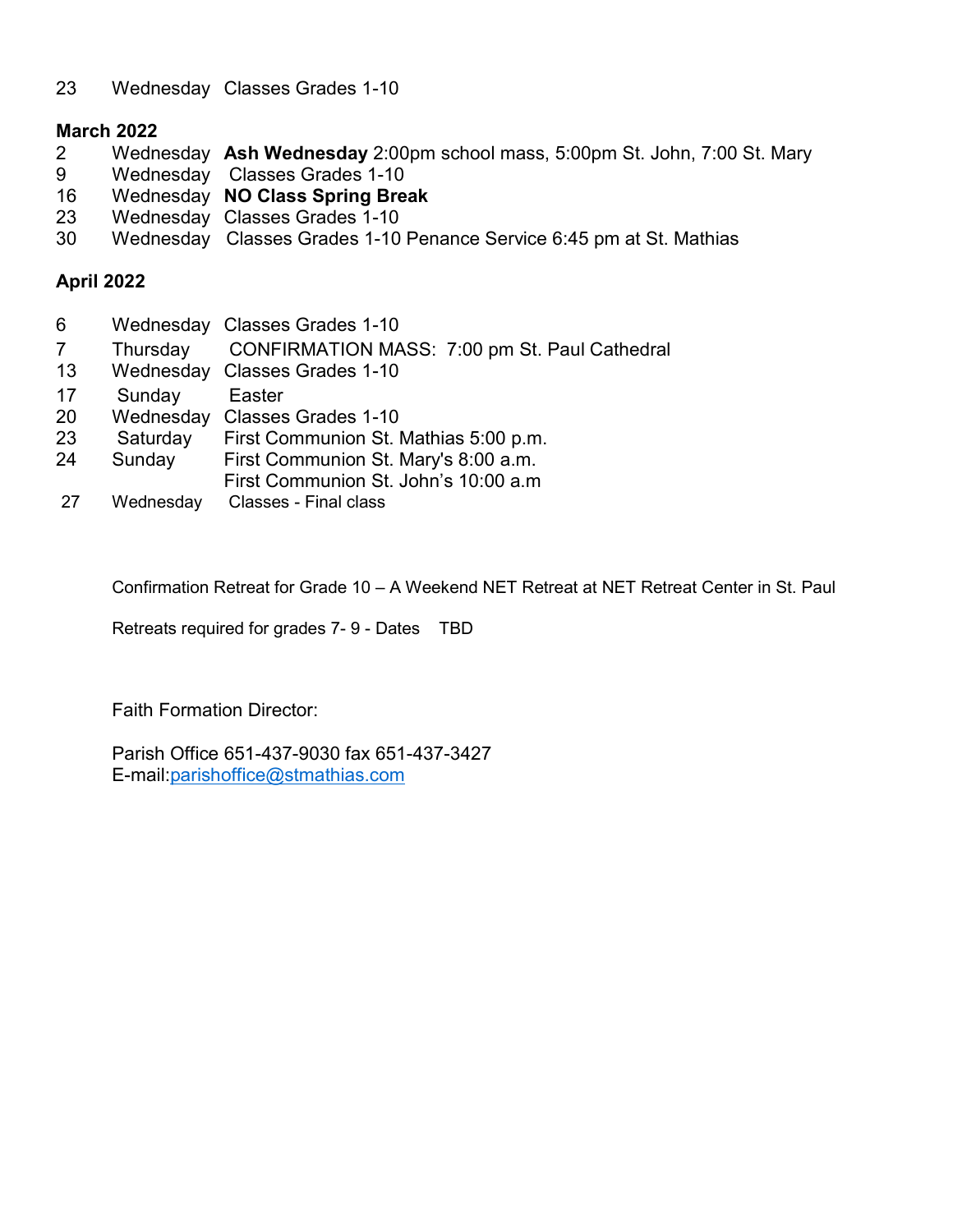23 Wednesday Classes Grades 1-10

**March 2022**

| | | |
|---|---|---|
| 2 | Wednesday | **Ash Wednesday** 2:00pm school mass, 5:00pm St. John, 7:00 St. Mary |
| 9 | Wednesday | Classes Grades 1-10 |
| 16 | Wednesday | **NO Class Spring Break** |
| 23 | Wednesday | Classes Grades 1-10 |
| 30 | Wednesday | Classes Grades 1-10 Penance Service 6:45 pm at St. Mathias |

**April 2022**

| | | |
|---|---|---|
| 6 | Wednesday | Classes Grades 1-10 |
| 7 | Thursday | CONFIRMATION MASS: 7:00 pm St. Paul Cathedral |
| 13 | Wednesday | Classes Grades 1-10 |
| 17 | Sunday | Easter |
| 20 | Wednesday | Classes Grades 1-10 |
| 23 | Saturday | First Communion St. Mathias 5:00 p.m. |
| 24 | Sunday | First Communion St. Mary's 8:00 a.m. |
| | | First Communion St. John's 10:00 a.m |
| 27 | Wednesday | Classes - Final class |

Confirmation Retreat for Grade 10 – A Weekend NET Retreat at NET Retreat Center in St. Paul

Retreats required for grades 7- 9 - Dates TBD

Faith Formation Director:

Parish Office 651-437-9030 fax 651-437-3427
E-mail:parishoffice@stmathias.com